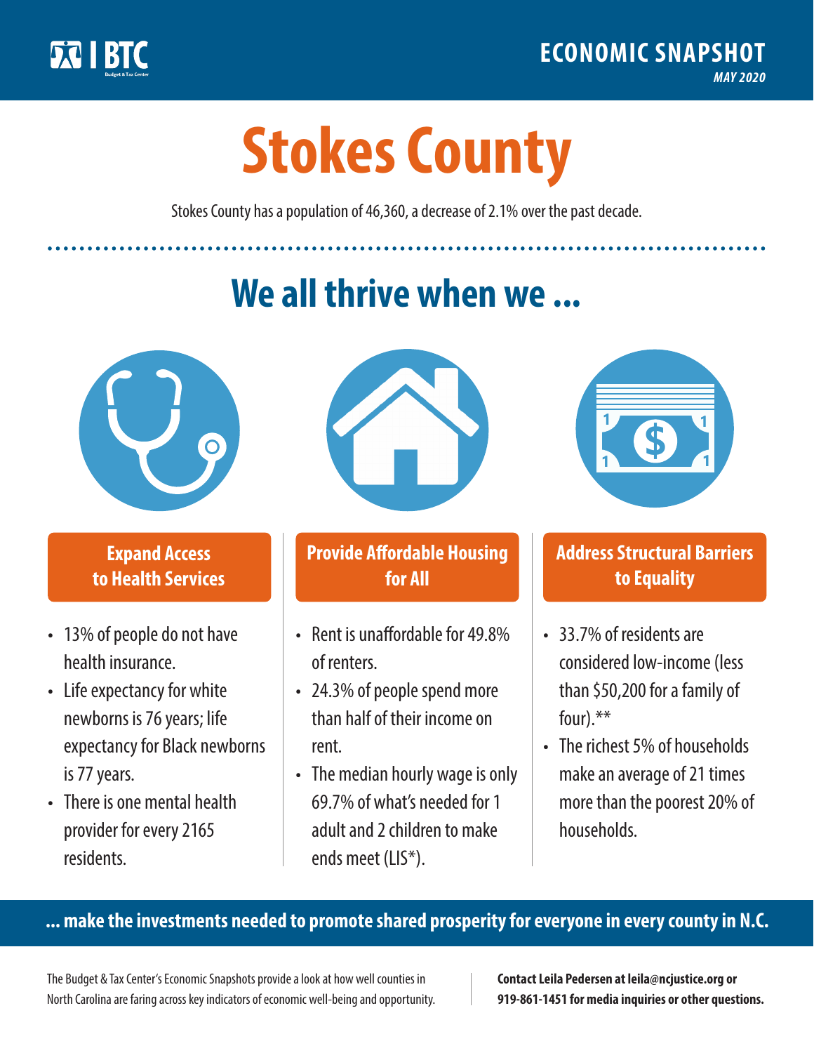BTC

ECONOMIC SNAPSHOT
*MAY 2020*

# Stokes County

Stokes County has a population of 46,360, a decrease of 2.1% over the past decade.

## We all thrive when we ...

### Expand Access to Health Services

- 13% of people do not have health insurance.
- Life expectancy for white newborns is 76 years; life expectancy for Black newborns is 77 years.
- There is one mental health provider for every 2165 residents.

### Provide Affordable Housing for All

- Rent is unaffordable for 49.8% of renters.
- 24.3% of people spend more than half of their income on rent.
- The median hourly wage is only 69.7% of what's needed for 1 adult and 2 children to make ends meet (LIS*).

### Address Structural Barriers to Equality

- 33.7% of residents are considered low-income (less than $50,200 for a family of four).**
- The richest 5% of households make an average of 21 times more than the poorest 20% of households.

**... make the investments needed to promote shared prosperity for everyone in every county in N.C.**

The Budget & Tax Center's Economic Snapshots provide a look at how well counties in North Carolina are faring across key indicators of economic well-being and opportunity.

**Contact Leila Pedersen at leila@ncjustice.org or 919-861-1451 for media inquiries or other questions.**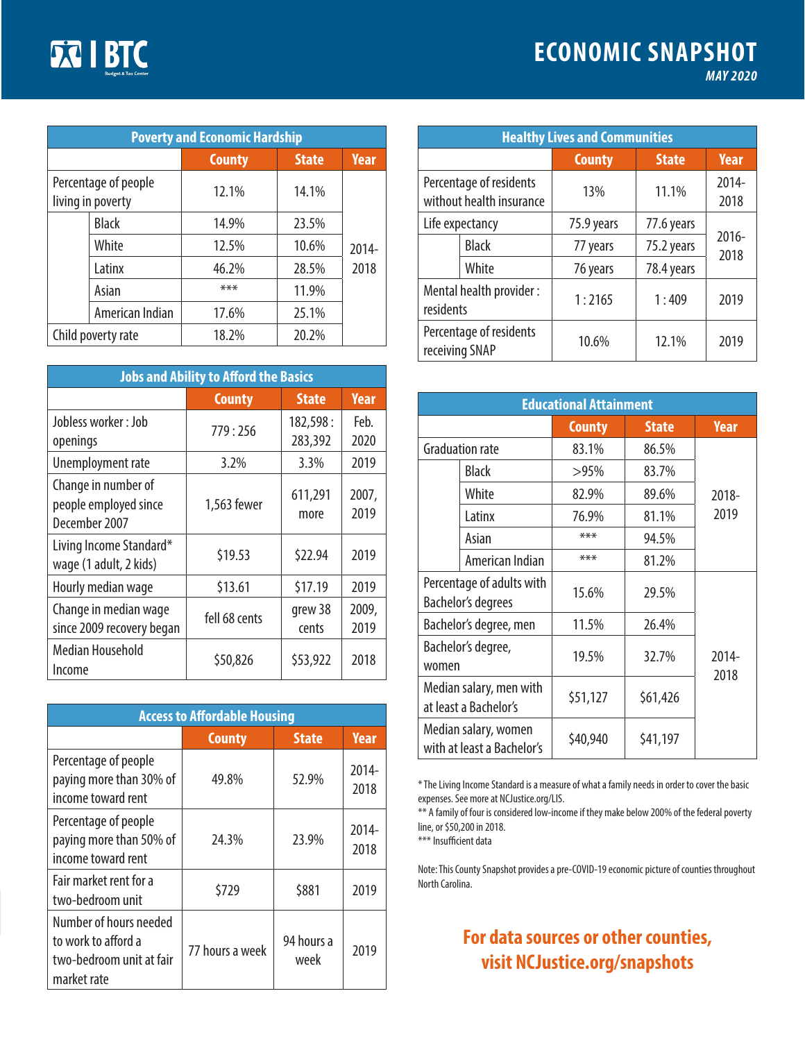BTC Budget & Tax Center

# ECONOMIC SNAPSHOT

*MAY 2020*

| Poverty and Economic Hardship | | County | State | Year |
|---|---|---|---|---|
| Percentage of people living in poverty | | 12.1% | 14.1% | 2014-2018 |
| | Black | 14.9% | 23.5% | |
| | White | 12.5% | 10.6% | |
| | Latinx | 46.2% | 28.5% | |
| | Asian | *** | 11.9% | |
| | American Indian | 17.6% | 25.1% | |
| Child poverty rate | | 18.2% | 20.2% | |

| Jobs and Ability to Afford the Basics | County | State | Year |
|---|---|---|---|
| Jobless worker : Job openings | 779 : 256 | 182,598 : 283,392 | Feb. 2020 |
| Unemployment rate | 3.2% | 3.3% | 2019 |
| Change in number of people employed since December 2007 | 1,563 fewer | 611,291 more | 2007, 2019 |
| Living Income Standard* wage (1 adult, 2 kids) | $19.53 | $22.94 | 2019 |
| Hourly median wage | $13.61 | $17.19 | 2019 |
| Change in median wage since 2009 recovery began | fell 68 cents | grew 38 cents | 2009, 2019 |
| Median Household Income | $50,826 | $53,922 | 2018 |

| Access to Affordable Housing | County | State | Year |
|---|---|---|---|
| Percentage of people paying more than 30% of income toward rent | 49.8% | 52.9% | 2014-2018 |
| Percentage of people paying more than 50% of income toward rent | 24.3% | 23.9% | 2014-2018 |
| Fair market rent for a two-bedroom unit | $729 | $881 | 2019 |
| Number of hours needed to work to afford a two-bedroom unit at fair market rate | 77 hours a week | 94 hours a week | 2019 |

| Healthy Lives and Communities | | County | State | Year |
|---|---|---|---|---|
| Percentage of residents without health insurance | | 13% | 11.1% | 2014-2018 |
| Life expectancy | | 75.9 years | 77.6 years | 2016-2018 |
| | Black | 77 years | 75.2 years | |
| | White | 76 years | 78.4 years | |
| Mental health provider : residents | | 1 : 2165 | 1 : 409 | 2019 |
| Percentage of residents receiving SNAP | | 10.6% | 12.1% | 2019 |

| Educational Attainment | | County | State | Year |
|---|---|---|---|---|
| Graduation rate | | 83.1% | 86.5% | 2018-2019 |
| | Black | >95% | 83.7% | |
| | White | 82.9% | 89.6% | |
| | Latinx | 76.9% | 81.1% | |
| | Asian | *** | 94.5% | |
| | American Indian | *** | 81.2% | |
| Percentage of adults with Bachelor's degrees | | 15.6% | 29.5% | 2014-2018 |
| Bachelor's degree, men | | 11.5% | 26.4% | |
| Bachelor's degree, women | | 19.5% | 32.7% | |
| Median salary, men with at least a Bachelor's | | $51,127 | $61,426 | |
| Median salary, women with at least a Bachelor's | | $40,940 | $41,197 | |

* The Living Income Standard is a measure of what a family needs in order to cover the basic expenses. See more at NCJustice.org/LIS.

** A family of four is considered low-income if they make below 200% of the federal poverty line, or $50,200 in 2018.

*** Insufficient data

Note: This County Snapshot provides a pre-COVID-19 economic picture of counties throughout North Carolina.

**For data sources or other counties, visit NCJustice.org/snapshots**